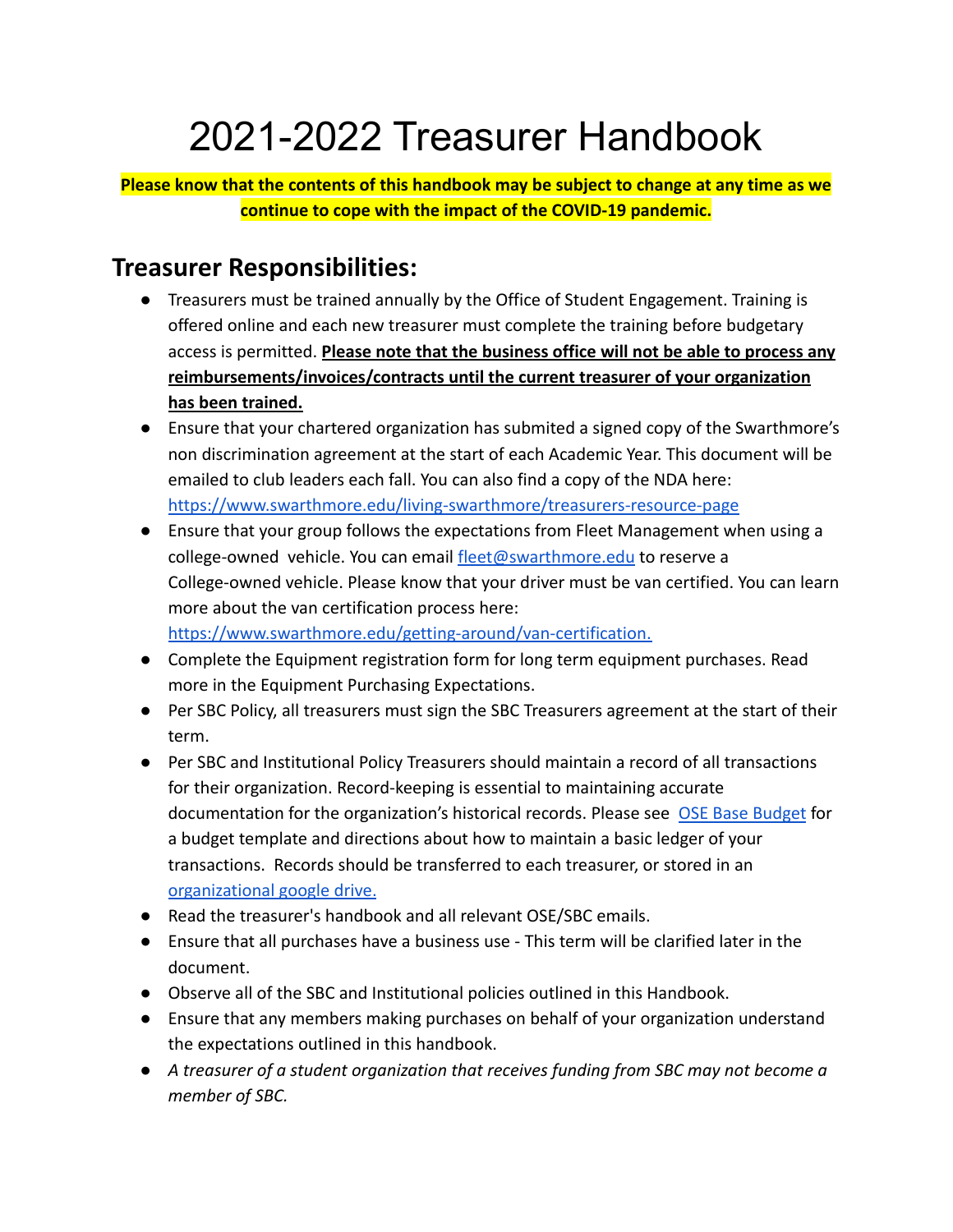# 2021-2022 Treasurer Handbook

**Please know that the contents of this handbook may be subject to change at any time as we continue to cope with the impact of the COVID-19 pandemic.**

## Treasurer Responsibilities:

- Treasurers must be trained annually by the Office of Student Engagement. Training is offered online and each new treasurer must complete the training before budgetary access is permitted. **Please note that the business office will not be able to process any reimbursements/invoices/contracts until the current treasurer of your organization has been trained.**
- Ensure that your chartered organization has submited a signed copy of the Swarthmore's non discrimination agreement at the start of each Academic Year. This document will be emailed to club leaders each fall. You can also find a copy of the NDA here: [https://www.swarthmore.edu/living-swarthmore/treasurers-resource-page](https://www.swarthmore.edu/living-swarthmore/treasurers-resource-page)
- Ensure that your group follows the expectations from Fleet Management when using a college-owned vehicle. You can email [fleet@swarthmore.edu](mailto:fleet@swarthmore.edu) to reserve a College-owned vehicle. Please know that your driver must be van certified. You can learn more about the van certification process here: [https://www.swarthmore.edu/getting-around/van-certification.](https://www.swarthmore.edu/getting-around/van-certification)
- Complete the Equipment registration form for long term equipment purchases. Read more in the Equipment Purchasing Expectations.
- Per SBC Policy, all treasurers must sign the SBC Treasurers agreement at the start of their term.
- Per SBC and Institutional Policy Treasurers should maintain a record of all transactions for their organization. Record-keeping is essential to maintaining accurate documentation for the organization's historical records. Please see [OSE Base Budget]() for a budget template and directions about how to maintain a basic ledger of your transactions. Records should be transferred to each treasurer, or stored in an [organizational google drive.]()
- Read the treasurer's handbook and all relevant OSE/SBC emails.
- Ensure that all purchases have a business use - This term will be clarified later in the document.
- Observe all of the SBC and Institutional policies outlined in this Handbook.
- Ensure that any members making purchases on behalf of your organization understand the expectations outlined in this handbook.
- *A treasurer of a student organization that receives funding from SBC may not become a member of SBC.*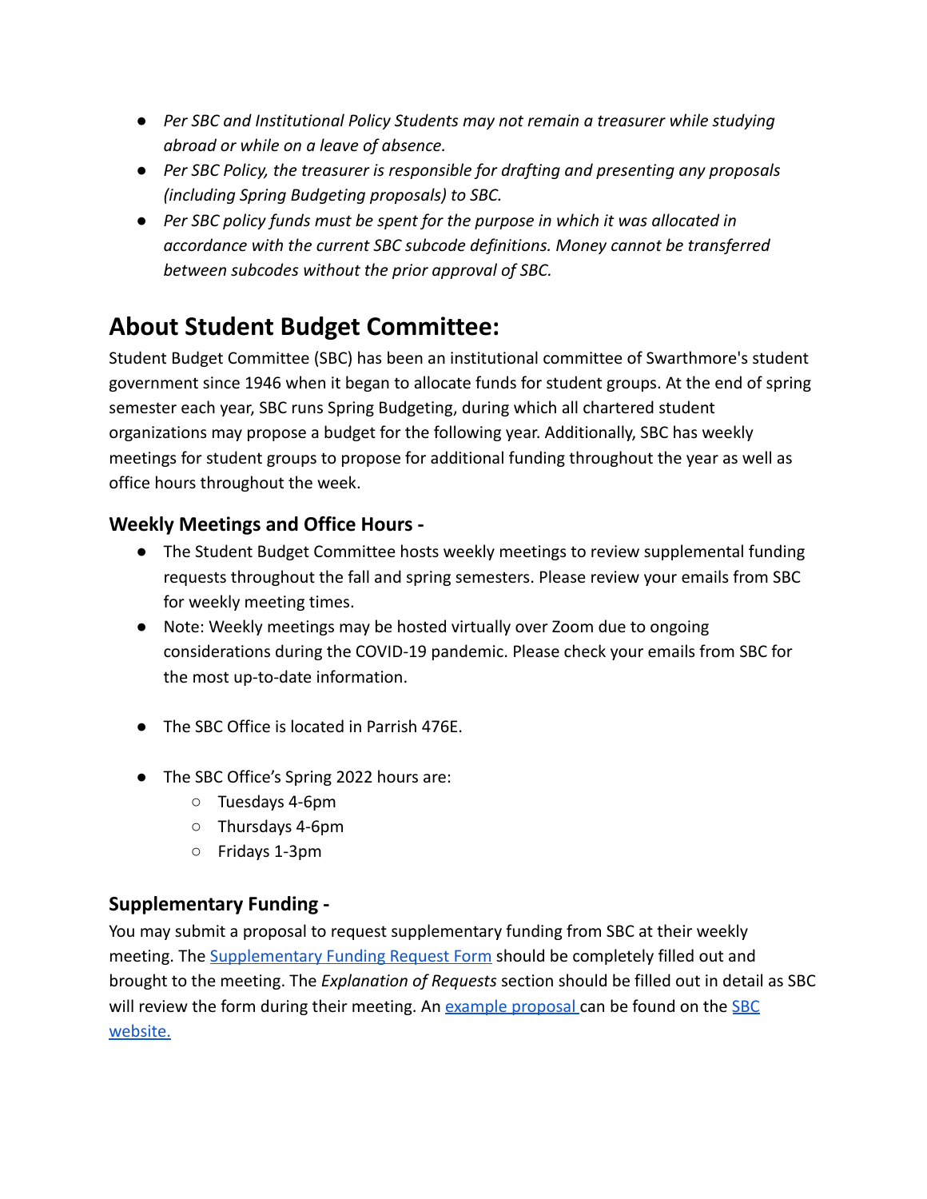- *Per SBC and Institutional Policy Students may not remain a treasurer while studying abroad or while on a leave of absence.*
- *Per SBC Policy, the treasurer is responsible for drafting and presenting any proposals (including Spring Budgeting proposals) to SBC.*
- *Per SBC policy funds must be spent for the purpose in which it was allocated in accordance with the current SBC subcode definitions. Money cannot be transferred between subcodes without the prior approval of SBC.*

## About Student Budget Committee:

Student Budget Committee (SBC) has been an institutional committee of Swarthmore's student government since 1946 when it began to allocate funds for student groups. At the end of spring semester each year, SBC runs Spring Budgeting, during which all chartered student organizations may propose a budget for the following year. Additionally, SBC has weekly meetings for student groups to propose for additional funding throughout the year as well as office hours throughout the week.

### Weekly Meetings and Office Hours -

- The Student Budget Committee hosts weekly meetings to review supplemental funding requests throughout the fall and spring semesters. Please review your emails from SBC for weekly meeting times.
- Note: Weekly meetings may be hosted virtually over Zoom due to ongoing considerations during the COVID-19 pandemic. Please check your emails from SBC for the most up-to-date information.
- The SBC Office is located in Parrish 476E.
- The SBC Office's Spring 2022 hours are:
  - Tuesdays 4-6pm
  - Thursdays 4-6pm
  - Fridays 1-3pm

### Supplementary Funding -

You may submit a proposal to request supplementary funding from SBC at their weekly meeting. The Supplementary Funding Request Form should be completely filled out and brought to the meeting. The *Explanation of Requests* section should be filled out in detail as SBC will review the form during their meeting. An example proposal can be found on the SBC website.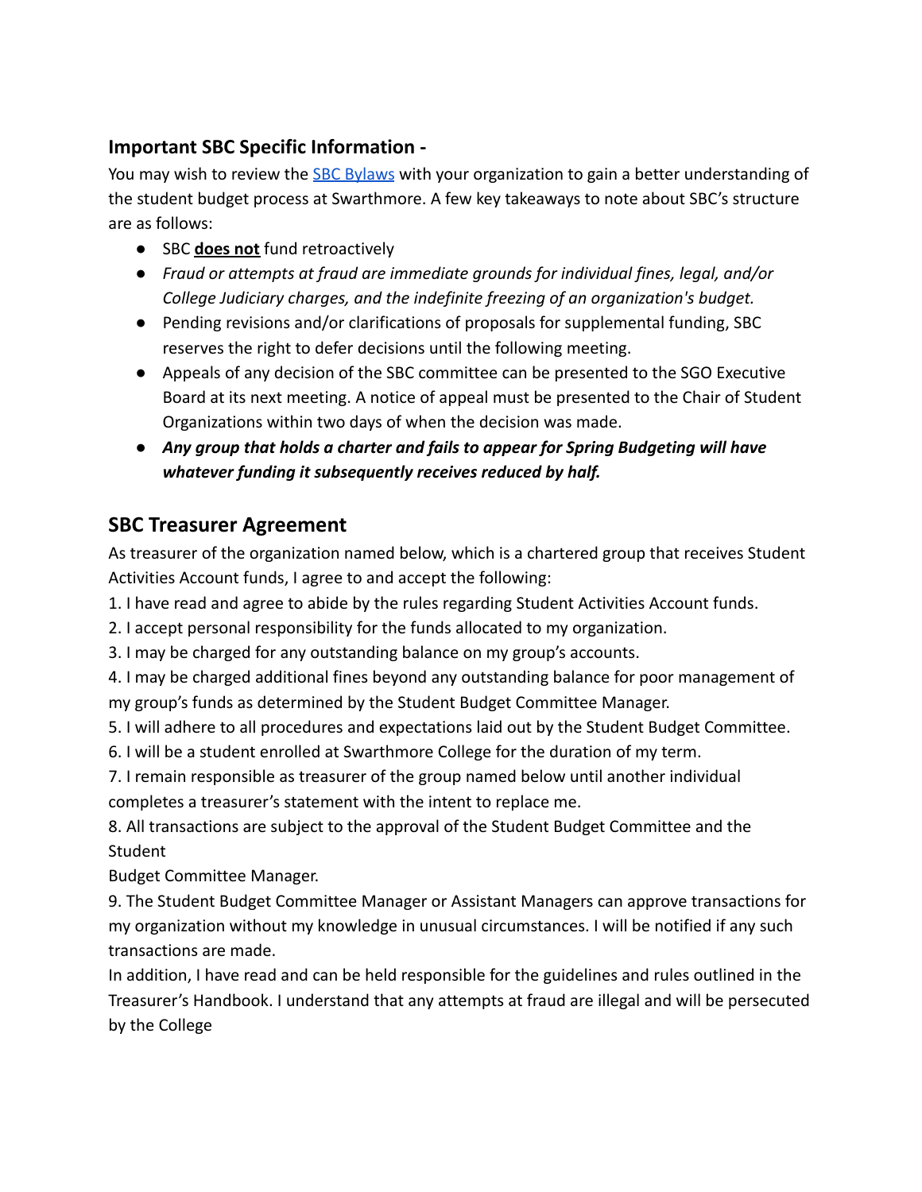## Important SBC Specific Information -

You may wish to review the [SBC Bylaws]() with your organization to gain a better understanding of the student budget process at Swarthmore. A few key takeaways to note about SBC's structure are as follows:

- SBC **does not** fund retroactively
- *Fraud or attempts at fraud are immediate grounds for individual fines, legal, and/or College Judiciary charges, and the indefinite freezing of an organization's budget.*
- Pending revisions and/or clarifications of proposals for supplemental funding, SBC reserves the right to defer decisions until the following meeting.
- Appeals of any decision of the SBC committee can be presented to the SGO Executive Board at its next meeting. A notice of appeal must be presented to the Chair of Student Organizations within two days of when the decision was made.
- ***Any group that holds a charter and fails to appear for Spring Budgeting will have whatever funding it subsequently receives reduced by half.***

## SBC Treasurer Agreement

As treasurer of the organization named below, which is a chartered group that receives Student Activities Account funds, I agree to and accept the following:

1. I have read and agree to abide by the rules regarding Student Activities Account funds.
2. I accept personal responsibility for the funds allocated to my organization.
3. I may be charged for any outstanding balance on my group's accounts.
4. I may be charged additional fines beyond any outstanding balance for poor management of my group's funds as determined by the Student Budget Committee Manager.
5. I will adhere to all procedures and expectations laid out by the Student Budget Committee.
6. I will be a student enrolled at Swarthmore College for the duration of my term.
7. I remain responsible as treasurer of the group named below until another individual completes a treasurer's statement with the intent to replace me.
8. All transactions are subject to the approval of the Student Budget Committee and the Student Budget Committee Manager.
9. The Student Budget Committee Manager or Assistant Managers can approve transactions for my organization without my knowledge in unusual circumstances. I will be notified if any such transactions are made.

In addition, I have read and can be held responsible for the guidelines and rules outlined in the Treasurer's Handbook. I understand that any attempts at fraud are illegal and will be persecuted by the College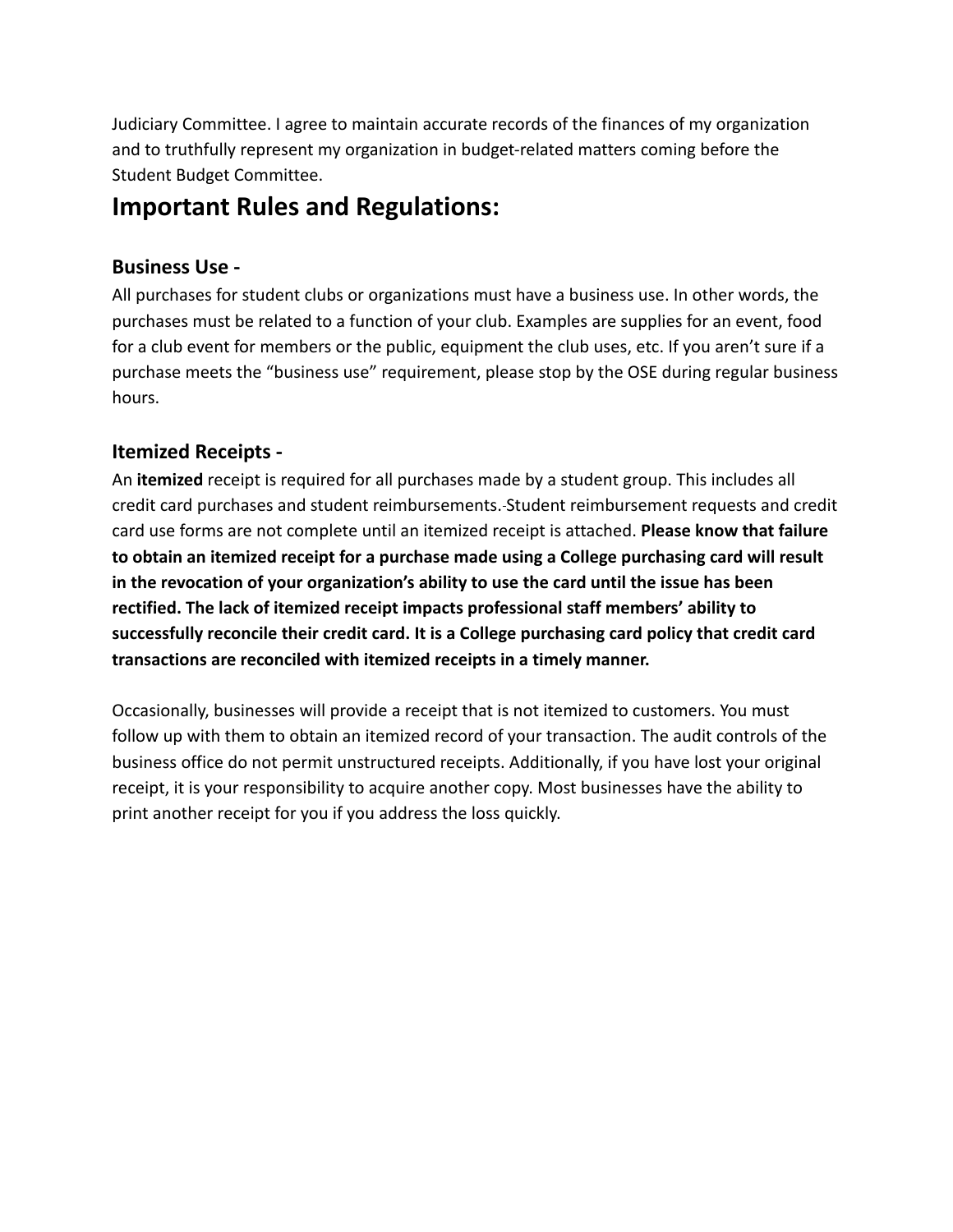Judiciary Committee. I agree to maintain accurate records of the finances of my organization and to truthfully represent my organization in budget-related matters coming before the Student Budget Committee.

# Important Rules and Regulations:

## Business Use -

All purchases for student clubs or organizations must have a business use. In other words, the purchases must be related to a function of your club. Examples are supplies for an event, food for a club event for members or the public, equipment the club uses, etc. If you aren't sure if a purchase meets the "business use" requirement, please stop by the OSE during regular business hours.

## Itemized Receipts -

An **itemized** receipt is required for all purchases made by a student group. This includes all credit card purchases and student reimbursements. Student reimbursement requests and credit card use forms are not complete until an itemized receipt is attached. **Please know that failure to obtain an itemized receipt for a purchase made using a College purchasing card will result in the revocation of your organization's ability to use the card until the issue has been rectified. The lack of itemized receipt impacts professional staff members' ability to successfully reconcile their credit card. It is a College purchasing card policy that credit card transactions are reconciled with itemized receipts in a timely manner.**

Occasionally, businesses will provide a receipt that is not itemized to customers. You must follow up with them to obtain an itemized record of your transaction. The audit controls of the business office do not permit unstructured receipts. Additionally, if you have lost your original receipt, it is your responsibility to acquire another copy. Most businesses have the ability to print another receipt for you if you address the loss quickly.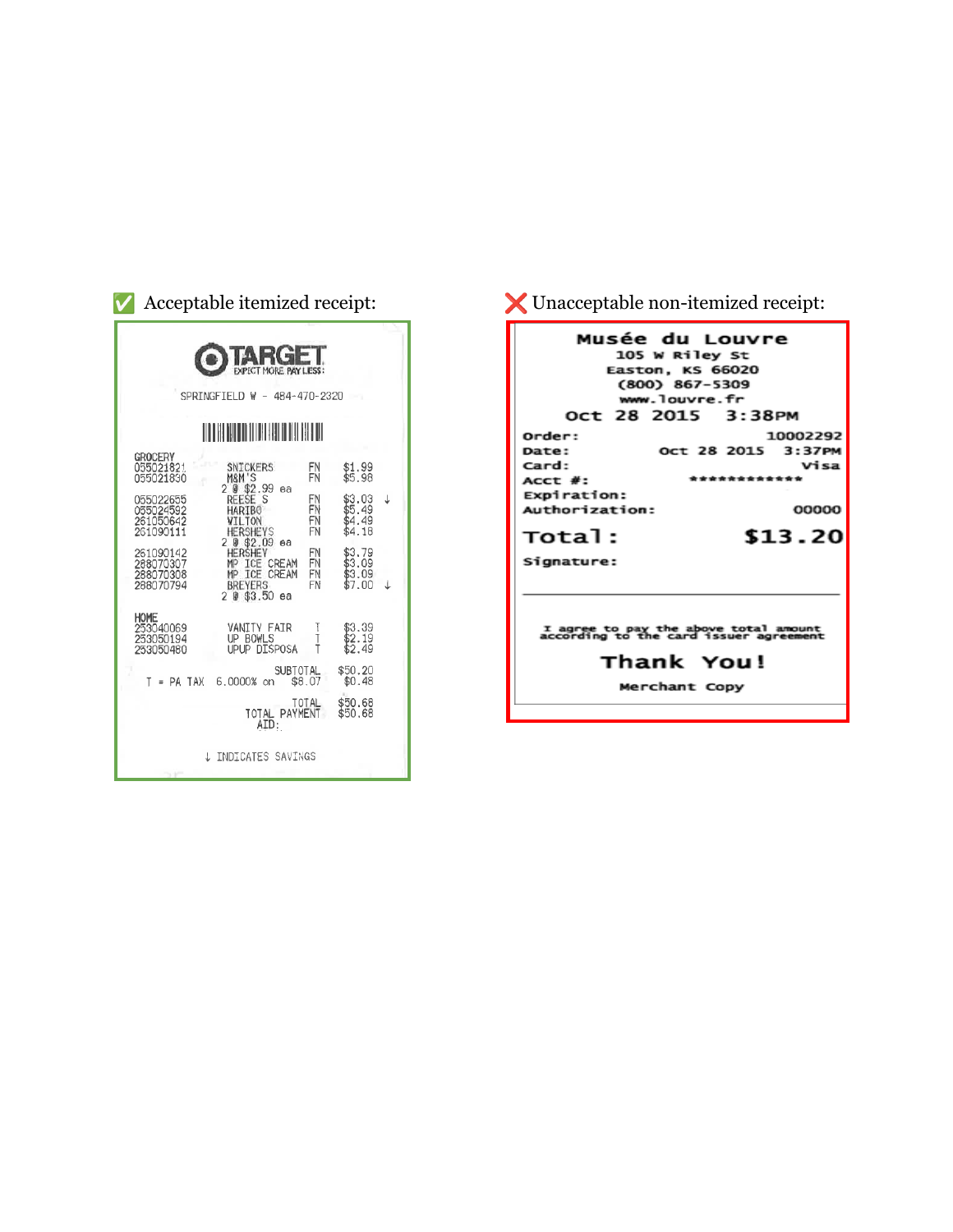✅ Acceptable itemized receipt:

TARGET
EXPECT MORE. PAY LESS.

SPRINGFIELD W - 484-470-2320

GROCERY

| | | | |
|---|---|---|---|
| 055021821 | SNICKERS | FN | $1.99 |
| 055021830 | M&M'S | FN | $5.98 |
| | 2 @ $2.99 ea | | |
| 055022655 | REESE S | FN | $3.03 ↓ |
| 055024592 | HARIBO | FN | $5.49 |
| 261050642 | WILTON | FN | $4.49 |
| 261090111 | HERSHEYS | FN | $4.18 |
| | 2 @ $2.09 ea | | |
| 261090142 | HERSHEY | FN | $3.79 |
| 288070307 | MP ICE CREAM | FN | $3.09 |
| 288070308 | MP ICE CREAM | FN | $3.09 |
| 288070794 | BREYERS | FN | $7.00 ↓ |
| | 2 @ $3.50 ea | | |

HOME

| | | | |
|---|---|---|---|
| 253040069 | VANITY FAIR | T | $3.39 |
| 253050194 | UP BOWLS | T | $2.19 |
| 253050480 | UPUP DISPOSA | T | $2.49 |

SUBTOTAL $50.20
T = PA TAX 6.0000% on $8.07 $0.48
TOTAL $50.68
TOTAL PAYMENT $50.68
AID:

↓ INDICATES SAVINGS

❌ Unacceptable non-itemized receipt:

Musée du Louvre
105 W Riley St
Easton, KS 66020
(800) 867-5309
www.louvre.fr
Oct 28 2015 3:38PM

Order: 10002292
Date: Oct 28 2015 3:37PM
Card: Visa
Acct #: ************
Expiration:
Authorization: 00000

Total: $13.20

Signature:

I agree to pay the above total amount according to the card issuer agreement

Thank You!

Merchant Copy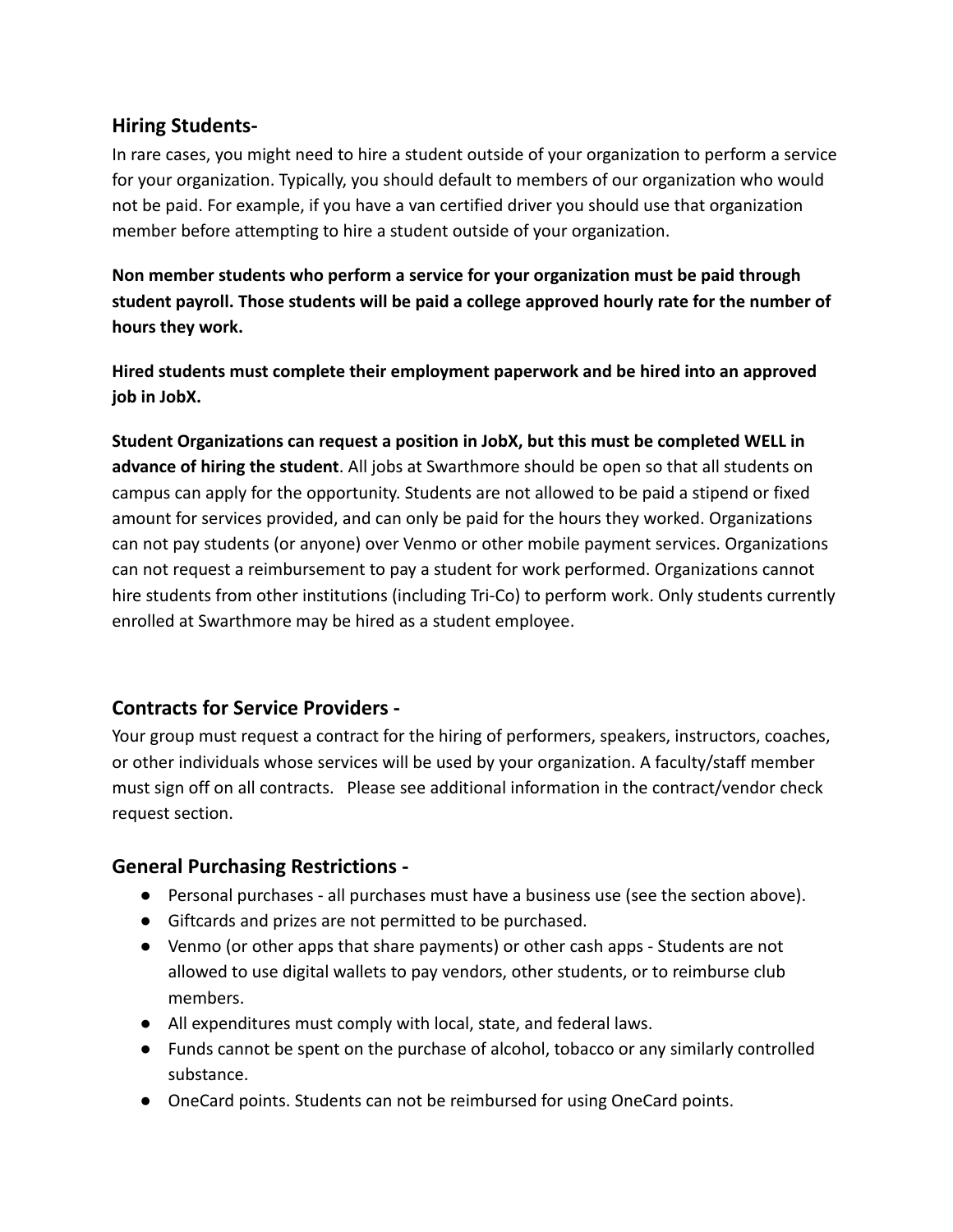## Hiring Students-

In rare cases, you might need to hire a student outside of your organization to perform a service for your organization. Typically, you should default to members of our organization who would not be paid. For example, if you have a van certified driver you should use that organization member before attempting to hire a student outside of your organization.

**Non member students who perform a service for your organization must be paid through student payroll. Those students will be paid a college approved hourly rate for the number of hours they work.**

**Hired students must complete their employment paperwork and be hired into an approved job in JobX.**

**Student Organizations can request a position in JobX, but this must be completed WELL in advance of hiring the student**. All jobs at Swarthmore should be open so that all students on campus can apply for the opportunity. Students are not allowed to be paid a stipend or fixed amount for services provided, and can only be paid for the hours they worked. Organizations can not pay students (or anyone) over Venmo or other mobile payment services. Organizations can not request a reimbursement to pay a student for work performed. Organizations cannot hire students from other institutions (including Tri-Co) to perform work. Only students currently enrolled at Swarthmore may be hired as a student employee.

## Contracts for Service Providers -

Your group must request a contract for the hiring of performers, speakers, instructors, coaches, or other individuals whose services will be used by your organization. A faculty/staff member must sign off on all contracts. Please see additional information in the contract/vendor check request section.

## General Purchasing Restrictions -

- Personal purchases - all purchases must have a business use (see the section above).
- Giftcards and prizes are not permitted to be purchased.
- Venmo (or other apps that share payments) or other cash apps - Students are not allowed to use digital wallets to pay vendors, other students, or to reimburse club members.
- All expenditures must comply with local, state, and federal laws.
- Funds cannot be spent on the purchase of alcohol, tobacco or any similarly controlled substance.
- OneCard points. Students can not be reimbursed for using OneCard points.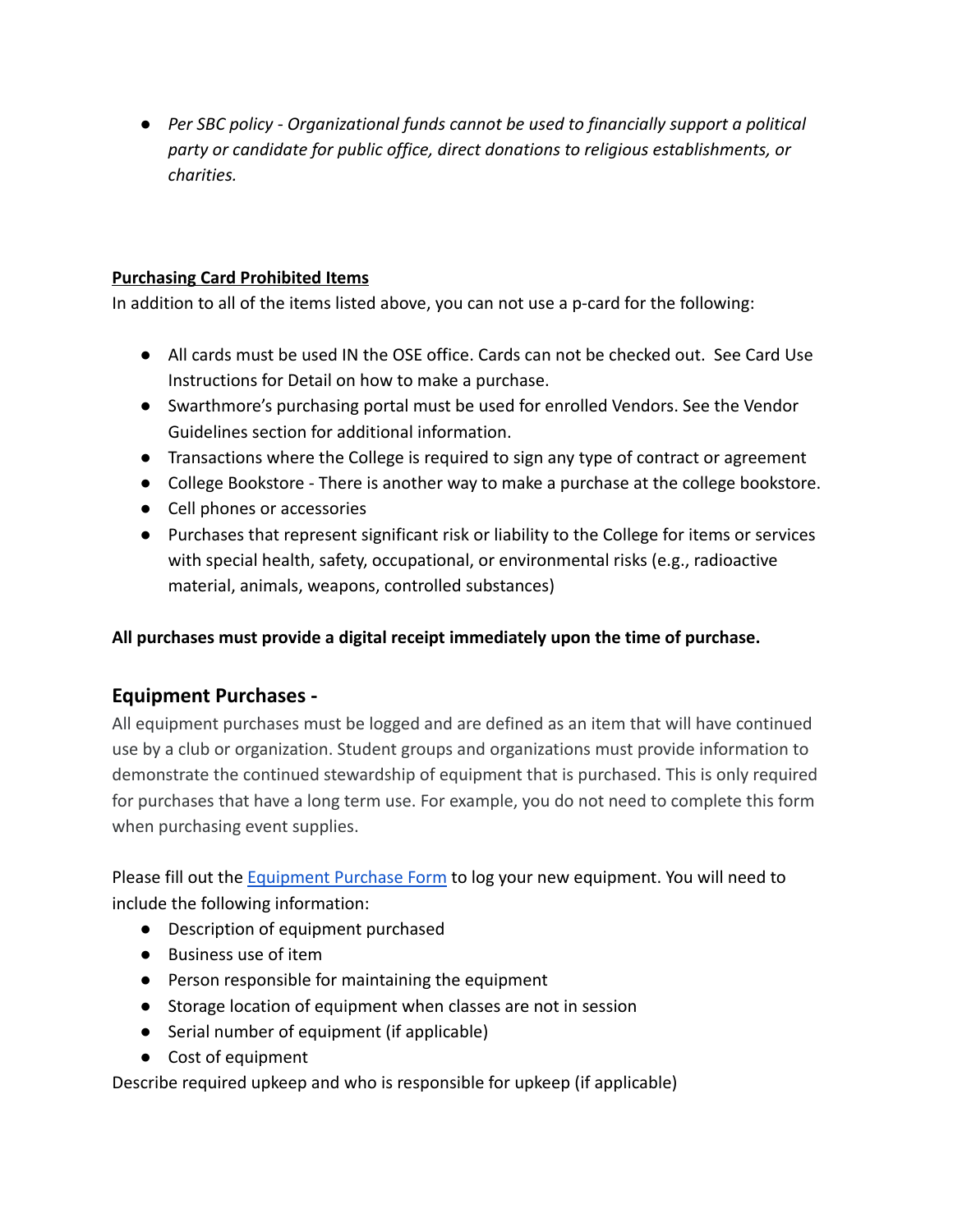- *Per SBC policy - Organizational funds cannot be used to financially support a political party or candidate for public office, direct donations to religious establishments, or charities.*

**Purchasing Card Prohibited Items**

In addition to all of the items listed above, you can not use a p-card for the following:

- All cards must be used IN the OSE office. Cards can not be checked out. See Card Use Instructions for Detail on how to make a purchase.
- Swarthmore's purchasing portal must be used for enrolled Vendors. See the Vendor Guidelines section for additional information.
- Transactions where the College is required to sign any type of contract or agreement
- College Bookstore - There is another way to make a purchase at the college bookstore.
- Cell phones or accessories
- Purchases that represent significant risk or liability to the College for items or services with special health, safety, occupational, or environmental risks (e.g., radioactive material, animals, weapons, controlled substances)

**All purchases must provide a digital receipt immediately upon the time of purchase.**

## Equipment Purchases -

All equipment purchases must be logged and are defined as an item that will have continued use by a club or organization. Student groups and organizations must provide information to demonstrate the continued stewardship of equipment that is purchased. This is only required for purchases that have a long term use. For example, you do not need to complete this form when purchasing event supplies.

Please fill out the Equipment Purchase Form to log your new equipment. You will need to include the following information:

- Description of equipment purchased
- Business use of item
- Person responsible for maintaining the equipment
- Storage location of equipment when classes are not in session
- Serial number of equipment (if applicable)
- Cost of equipment

Describe required upkeep and who is responsible for upkeep (if applicable)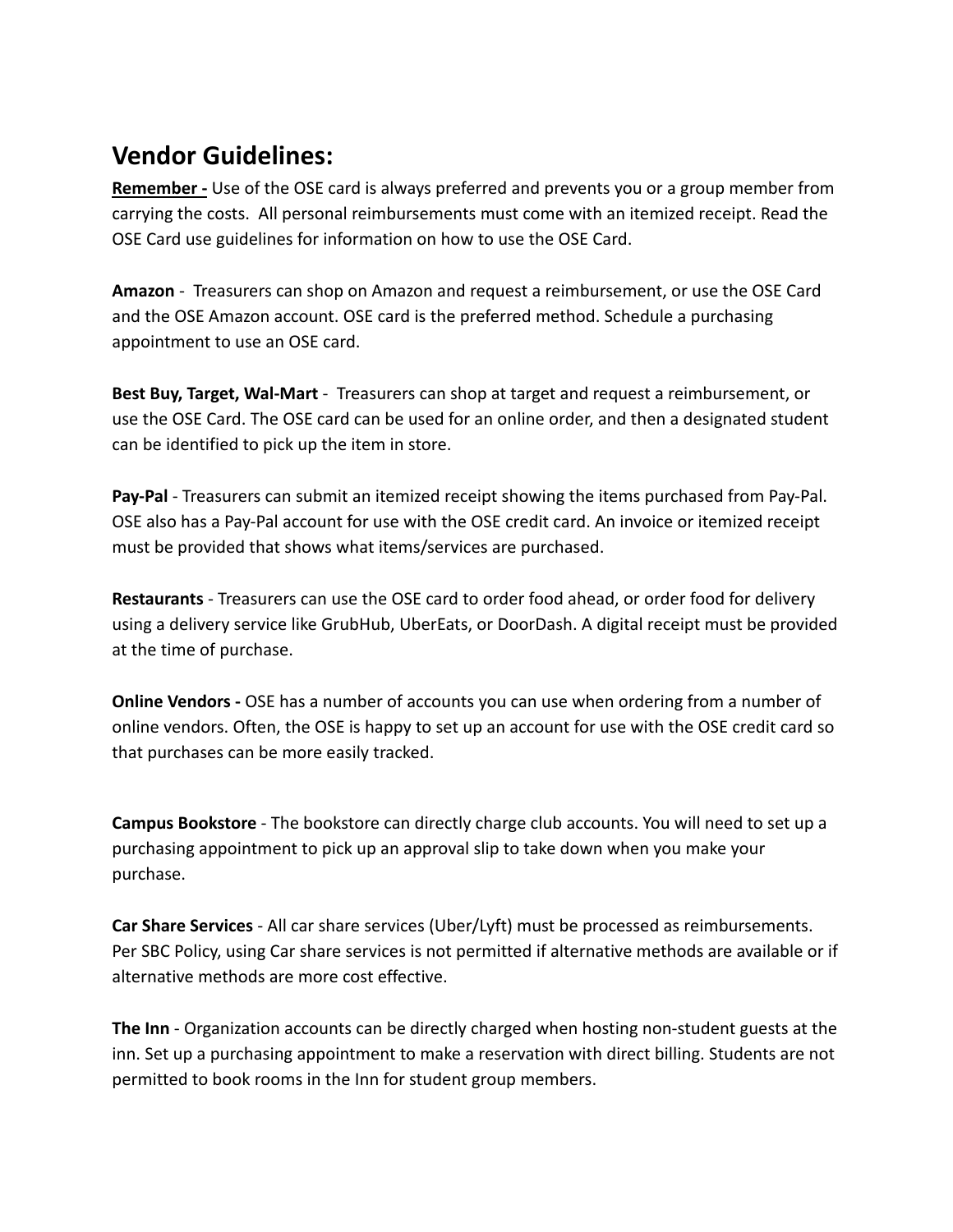## Vendor Guidelines:

**Remember -** Use of the OSE card is always preferred and prevents you or a group member from carrying the costs. All personal reimbursements must come with an itemized receipt. Read the OSE Card use guidelines for information on how to use the OSE Card.

**Amazon** - Treasurers can shop on Amazon and request a reimbursement, or use the OSE Card and the OSE Amazon account. OSE card is the preferred method. Schedule a purchasing appointment to use an OSE card.

**Best Buy, Target, Wal-Mart** - Treasurers can shop at target and request a reimbursement, or use the OSE Card. The OSE card can be used for an online order, and then a designated student can be identified to pick up the item in store.

**Pay-Pal** - Treasurers can submit an itemized receipt showing the items purchased from Pay-Pal. OSE also has a Pay-Pal account for use with the OSE credit card. An invoice or itemized receipt must be provided that shows what items/services are purchased.

**Restaurants** - Treasurers can use the OSE card to order food ahead, or order food for delivery using a delivery service like GrubHub, UberEats, or DoorDash. A digital receipt must be provided at the time of purchase.

**Online Vendors -** OSE has a number of accounts you can use when ordering from a number of online vendors. Often, the OSE is happy to set up an account for use with the OSE credit card so that purchases can be more easily tracked.

**Campus Bookstore** - The bookstore can directly charge club accounts. You will need to set up a purchasing appointment to pick up an approval slip to take down when you make your purchase.

**Car Share Services** - All car share services (Uber/Lyft) must be processed as reimbursements. Per SBC Policy, using Car share services is not permitted if alternative methods are available or if alternative methods are more cost effective.

**The Inn** - Organization accounts can be directly charged when hosting non-student guests at the inn. Set up a purchasing appointment to make a reservation with direct billing. Students are not permitted to book rooms in the Inn for student group members.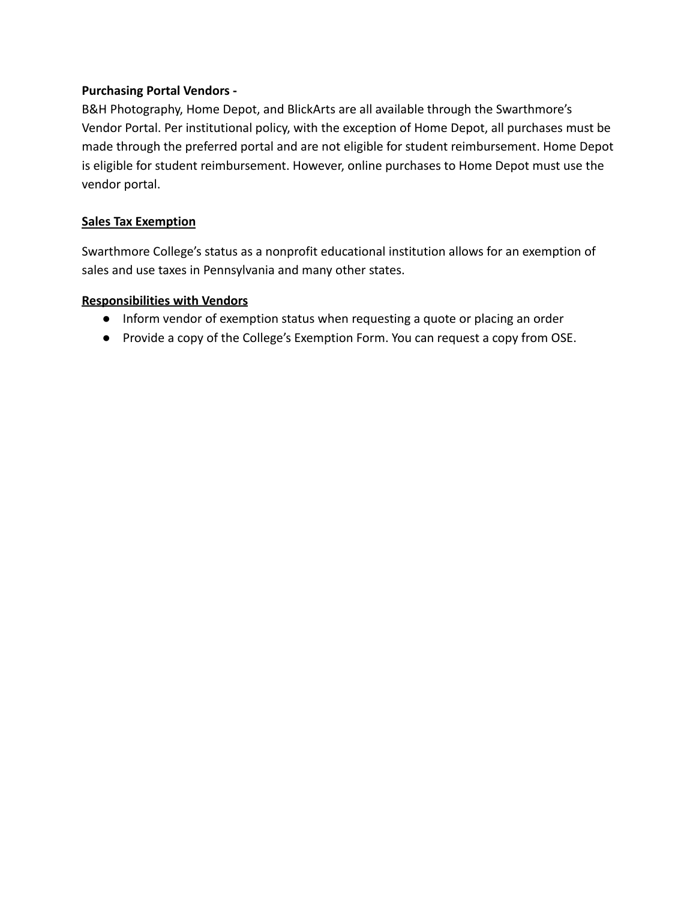**Purchasing Portal Vendors -**
B&H Photography, Home Depot, and BlickArts are all available through the Swarthmore's Vendor Portal. Per institutional policy, with the exception of Home Depot, all purchases must be made through the preferred portal and are not eligible for student reimbursement. Home Depot is eligible for student reimbursement. However, online purchases to Home Depot must use the vendor portal.

**<u>Sales Tax Exemption</u>**

Swarthmore College's status as a nonprofit educational institution allows for an exemption of sales and use taxes in Pennsylvania and many other states.

**<u>Responsibilities with Vendors</u>**

- Inform vendor of exemption status when requesting a quote or placing an order
- Provide a copy of the College's Exemption Form. You can request a copy from OSE.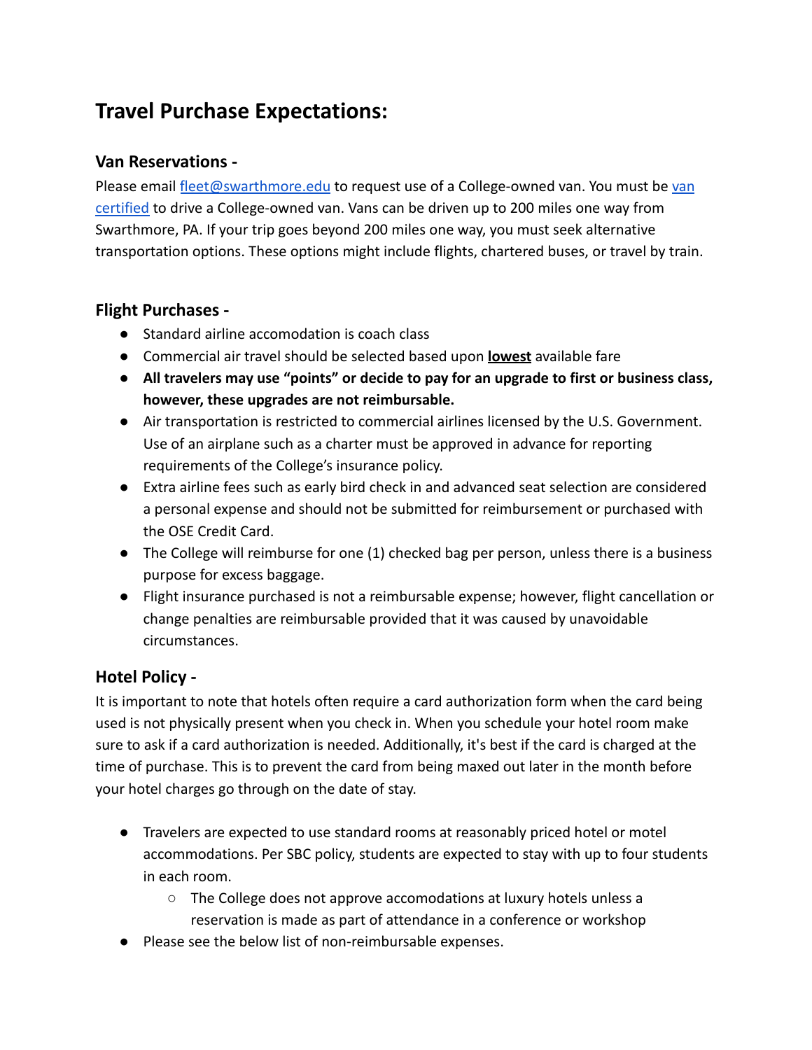# Travel Purchase Expectations:

## Van Reservations -

Please email [fleet@swarthmore.edu](mailto:fleet@swarthmore.edu) to request use of a College-owned van. You must be [van certified](#) to drive a College-owned van. Vans can be driven up to 200 miles one way from Swarthmore, PA. If your trip goes beyond 200 miles one way, you must seek alternative transportation options. These options might include flights, chartered buses, or travel by train.

## Flight Purchases -

- Standard airline accomodation is coach class
- Commercial air travel should be selected based upon **lowest** available fare
- **All travelers may use "points" or decide to pay for an upgrade to first or business class, however, these upgrades are not reimbursable.**
- Air transportation is restricted to commercial airlines licensed by the U.S. Government. Use of an airplane such as a charter must be approved in advance for reporting requirements of the College's insurance policy.
- Extra airline fees such as early bird check in and advanced seat selection are considered a personal expense and should not be submitted for reimbursement or purchased with the OSE Credit Card.
- The College will reimburse for one (1) checked bag per person, unless there is a business purpose for excess baggage.
- Flight insurance purchased is not a reimbursable expense; however, flight cancellation or change penalties are reimbursable provided that it was caused by unavoidable circumstances.

## Hotel Policy -

It is important to note that hotels often require a card authorization form when the card being used is not physically present when you check in. When you schedule your hotel room make sure to ask if a card authorization is needed. Additionally, it's best if the card is charged at the time of purchase. This is to prevent the card from being maxed out later in the month before your hotel charges go through on the date of stay.

- Travelers are expected to use standard rooms at reasonably priced hotel or motel accommodations. Per SBC policy, students are expected to stay with up to four students in each room.
  - The College does not approve accomodations at luxury hotels unless a reservation is made as part of attendance in a conference or workshop
- Please see the below list of non-reimbursable expenses.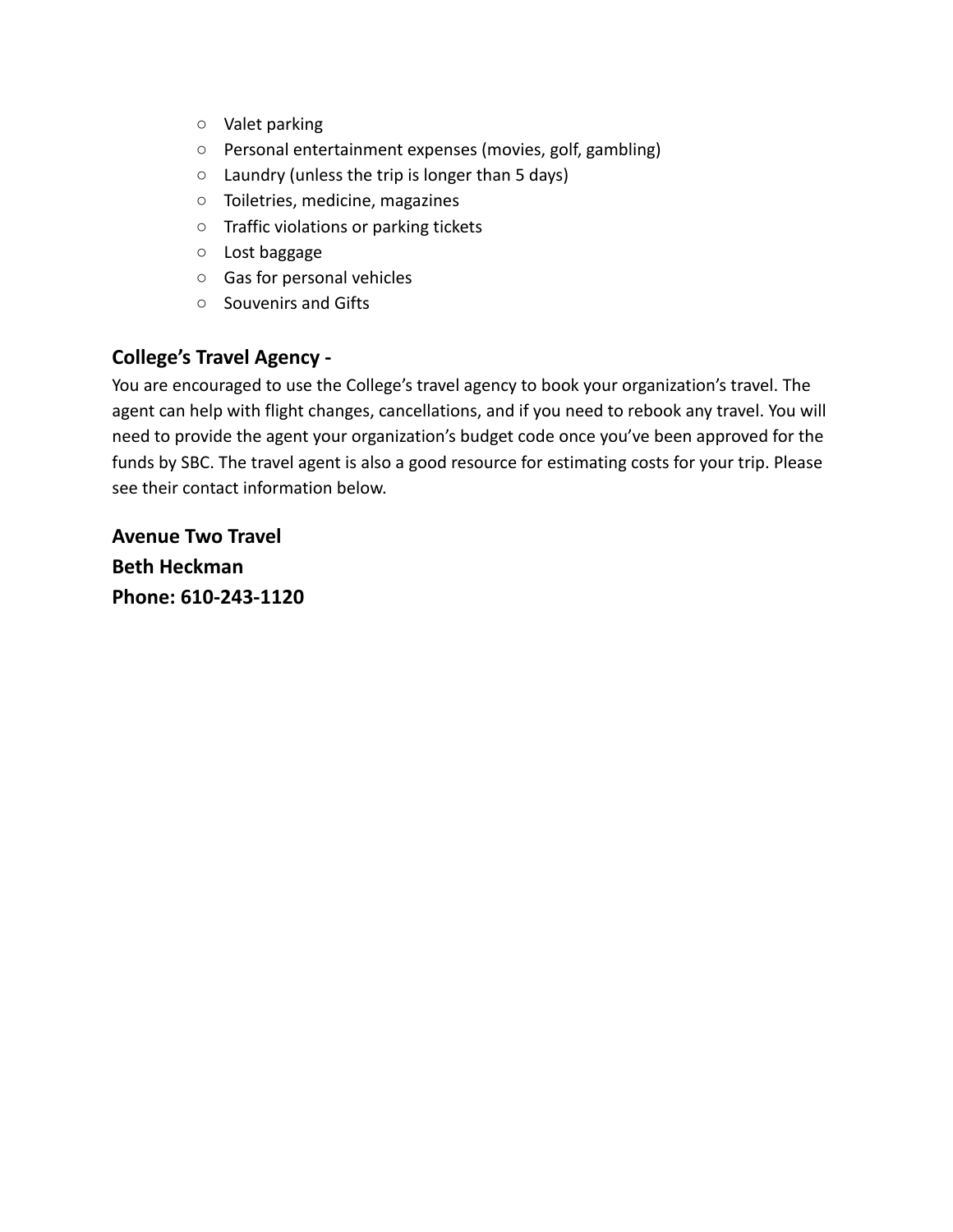- Valet parking
- Personal entertainment expenses (movies, golf, gambling)
- Laundry (unless the trip is longer than 5 days)
- Toiletries, medicine, magazines
- Traffic violations or parking tickets
- Lost baggage
- Gas for personal vehicles
- Souvenirs and Gifts

### College's Travel Agency -

You are encouraged to use the College's travel agency to book your organization's travel. The agent can help with flight changes, cancellations, and if you need to rebook any travel. You will need to provide the agent your organization's budget code once you've been approved for the funds by SBC. The travel agent is also a good resource for estimating costs for your trip. Please see their contact information below.

**Avenue Two Travel**
**Beth Heckman**
**Phone: 610-243-1120**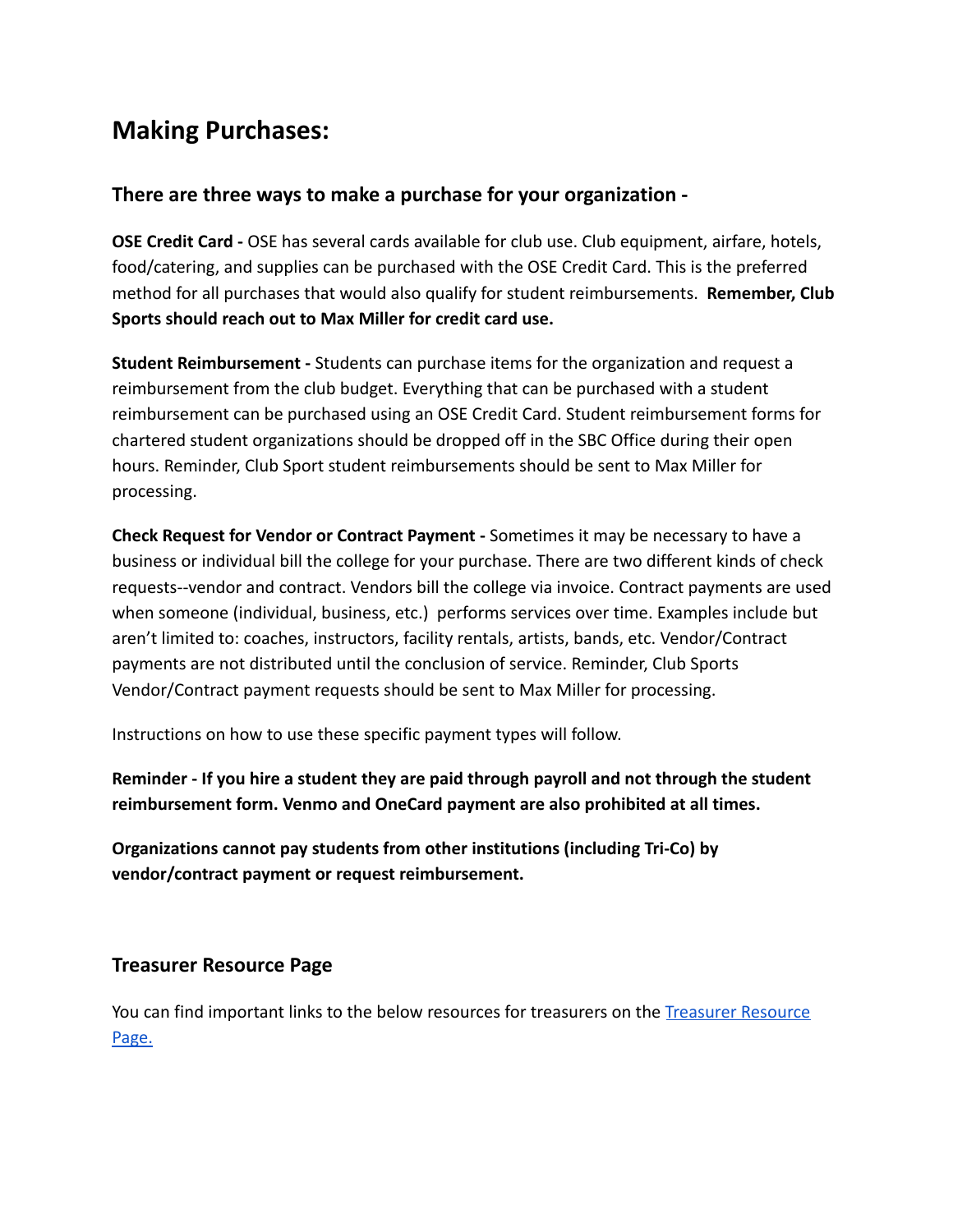# Making Purchases:

## There are three ways to make a purchase for your organization -

**OSE Credit Card -** OSE has several cards available for club use. Club equipment, airfare, hotels, food/catering, and supplies can be purchased with the OSE Credit Card. This is the preferred method for all purchases that would also qualify for student reimbursements. **Remember, Club Sports should reach out to Max Miller for credit card use.**

**Student Reimbursement -** Students can purchase items for the organization and request a reimbursement from the club budget. Everything that can be purchased with a student reimbursement can be purchased using an OSE Credit Card. Student reimbursement forms for chartered student organizations should be dropped off in the SBC Office during their open hours. Reminder, Club Sport student reimbursements should be sent to Max Miller for processing.

**Check Request for Vendor or Contract Payment -** Sometimes it may be necessary to have a business or individual bill the college for your purchase. There are two different kinds of check requests--vendor and contract. Vendors bill the college via invoice. Contract payments are used when someone (individual, business, etc.) performs services over time. Examples include but aren't limited to: coaches, instructors, facility rentals, artists, bands, etc. Vendor/Contract payments are not distributed until the conclusion of service. Reminder, Club Sports Vendor/Contract payment requests should be sent to Max Miller for processing.

Instructions on how to use these specific payment types will follow.

**Reminder - If you hire a student they are paid through payroll and not through the student reimbursement form. Venmo and OneCard payment are also prohibited at all times.**

**Organizations cannot pay students from other institutions (including Tri-Co) by vendor/contract payment or request reimbursement.**

## Treasurer Resource Page

You can find important links to the below resources for treasurers on the [Treasurer Resource Page.](#)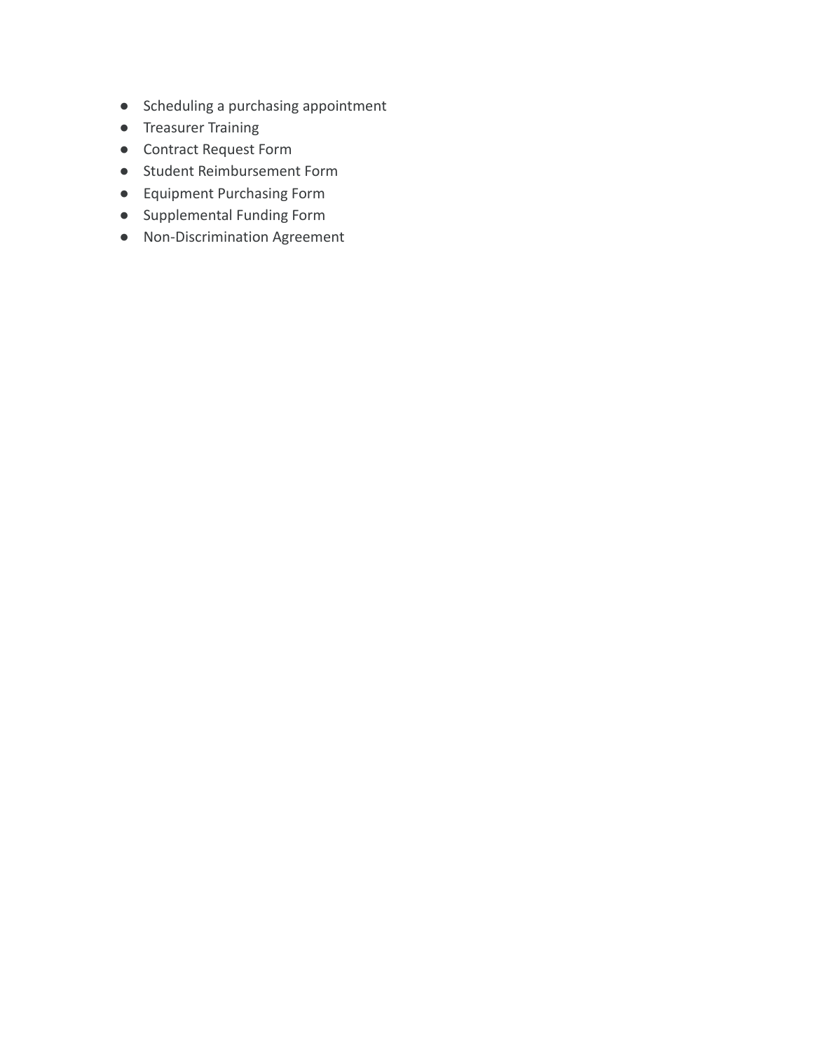- Scheduling a purchasing appointment
- Treasurer Training
- Contract Request Form
- Student Reimbursement Form
- Equipment Purchasing Form
- Supplemental Funding Form
- Non-Discrimination Agreement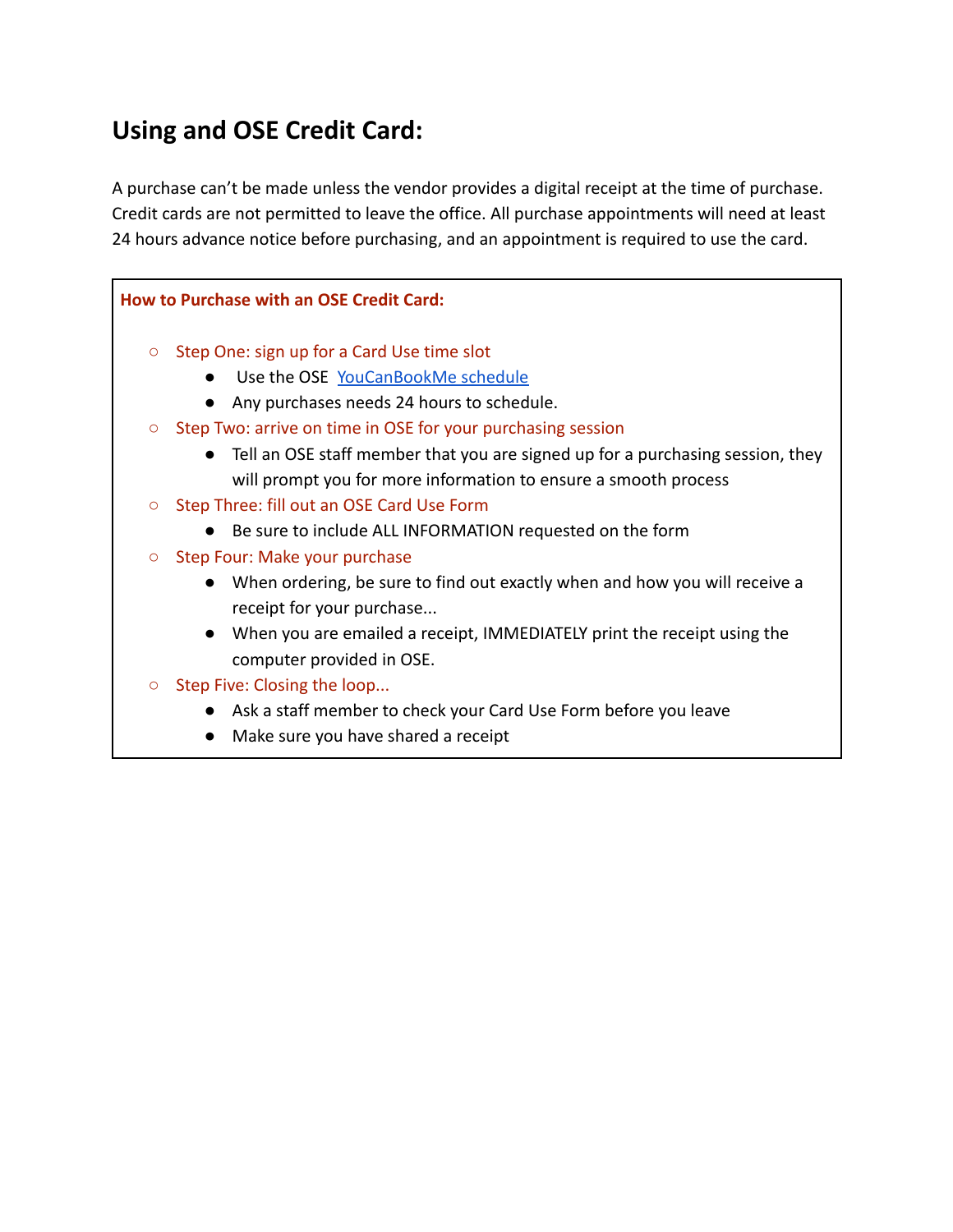## Using and OSE Credit Card:

A purchase can't be made unless the vendor provides a digital receipt at the time of purchase. Credit cards are not permitted to leave the office. All purchase appointments will need at least 24 hours advance notice before purchasing, and an appointment is required to use the card.

**How to Purchase with an OSE Credit Card:**

- Step One: sign up for a Card Use time slot
  - Use the OSE YouCanBookMe schedule
  - Any purchases needs 24 hours to schedule.
- Step Two: arrive on time in OSE for your purchasing session
  - Tell an OSE staff member that you are signed up for a purchasing session, they will prompt you for more information to ensure a smooth process
- Step Three: fill out an OSE Card Use Form
  - Be sure to include ALL INFORMATION requested on the form
- Step Four: Make your purchase
  - When ordering, be sure to find out exactly when and how you will receive a receipt for your purchase...
  - When you are emailed a receipt, IMMEDIATELY print the receipt using the computer provided in OSE.
- Step Five: Closing the loop...
  - Ask a staff member to check your Card Use Form before you leave
  - Make sure you have shared a receipt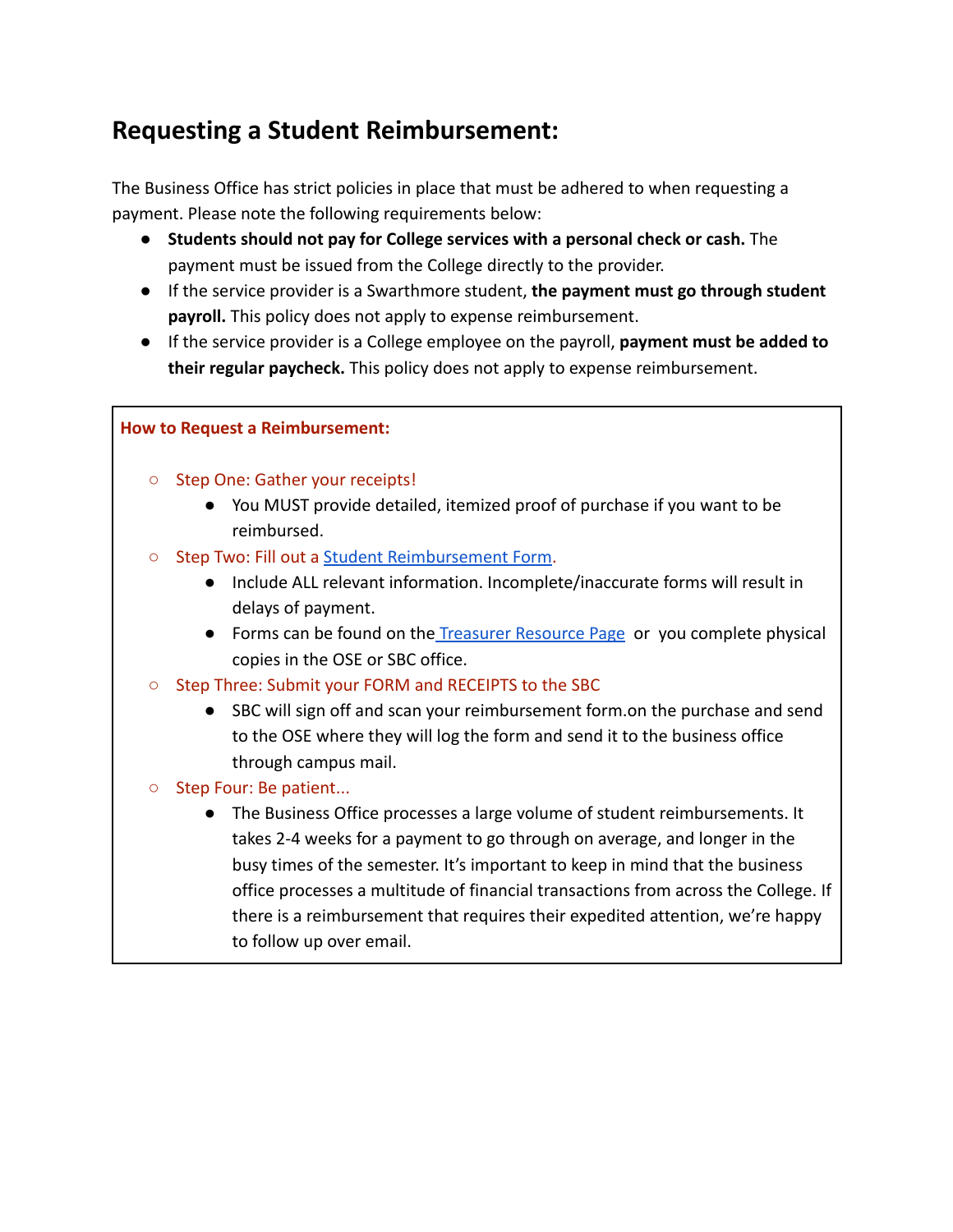## Requesting a Student Reimbursement:

The Business Office has strict policies in place that must be adhered to when requesting a payment. Please note the following requirements below:

- **Students should not pay for College services with a personal check or cash.** The payment must be issued from the College directly to the provider.
- If the service provider is a Swarthmore student, **the payment must go through student payroll.** This policy does not apply to expense reimbursement.
- If the service provider is a College employee on the payroll, **payment must be added to their regular paycheck.** This policy does not apply to expense reimbursement.

**How to Request a Reimbursement:**

- Step One: Gather your receipts!
  - You MUST provide detailed, itemized proof of purchase if you want to be reimbursed.
- Step Two: Fill out a Student Reimbursement Form.
  - Include ALL relevant information. Incomplete/inaccurate forms will result in delays of payment.
  - Forms can be found on the Treasurer Resource Page or you complete physical copies in the OSE or SBC office.
- Step Three: Submit your FORM and RECEIPTS to the SBC
  - SBC will sign off and scan your reimbursement form.on the purchase and send to the OSE where they will log the form and send it to the business office through campus mail.
- Step Four: Be patient...
  - The Business Office processes a large volume of student reimbursements. It takes 2-4 weeks for a payment to go through on average, and longer in the busy times of the semester. It's important to keep in mind that the business office processes a multitude of financial transactions from across the College. If there is a reimbursement that requires their expedited attention, we're happy to follow up over email.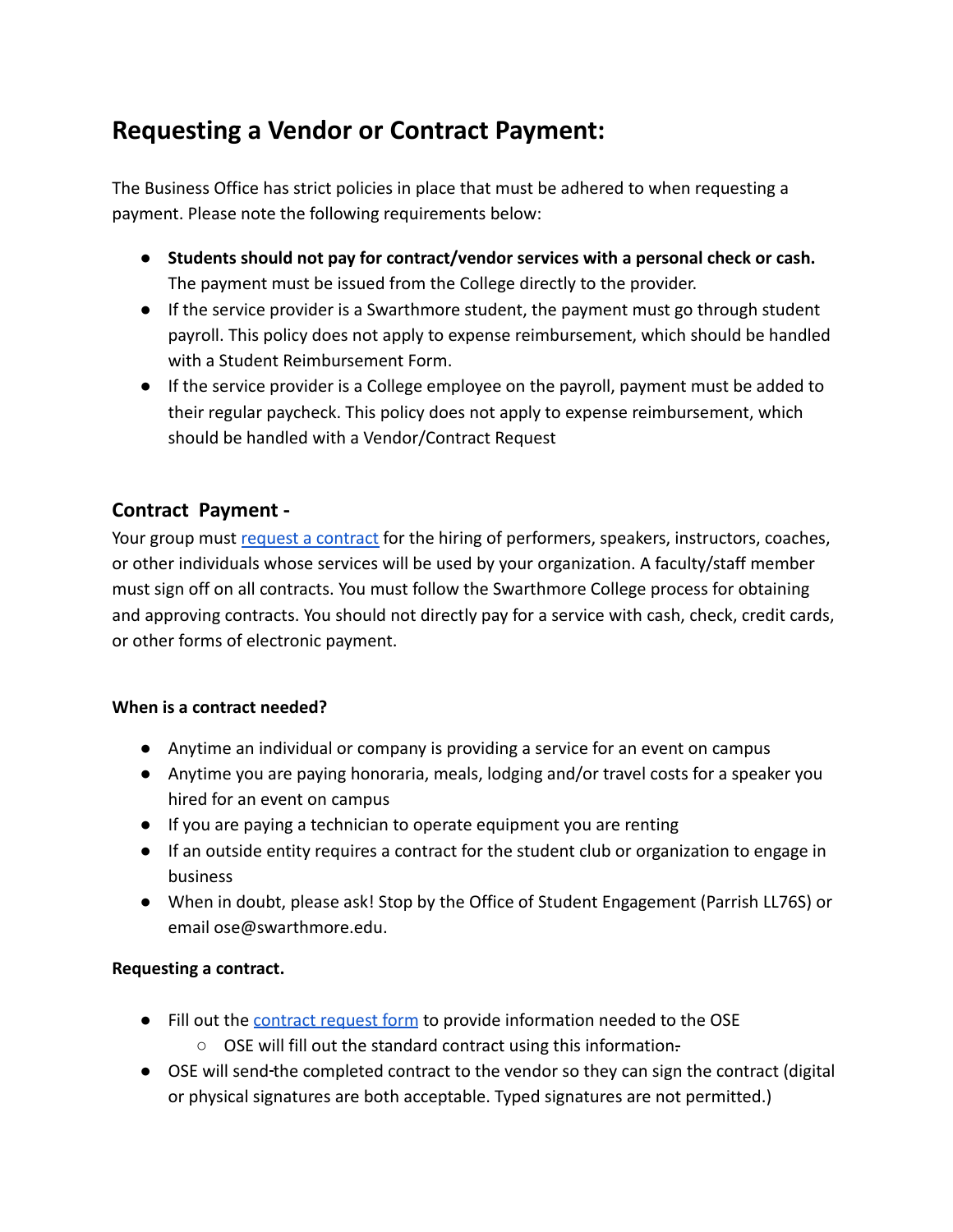# Requesting a Vendor or Contract Payment:

The Business Office has strict policies in place that must be adhered to when requesting a payment. Please note the following requirements below:

- **Students should not pay for contract/vendor services with a personal check or cash.** The payment must be issued from the College directly to the provider.
- If the service provider is a Swarthmore student, the payment must go through student payroll. This policy does not apply to expense reimbursement, which should be handled with a Student Reimbursement Form.
- If the service provider is a College employee on the payroll, payment must be added to their regular paycheck. This policy does not apply to expense reimbursement, which should be handled with a Vendor/Contract Request

## Contract Payment -

Your group must [request a contract]() for the hiring of performers, speakers, instructors, coaches, or other individuals whose services will be used by your organization. A faculty/staff member must sign off on all contracts. You must follow the Swarthmore College process for obtaining and approving contracts. You should not directly pay for a service with cash, check, credit cards, or other forms of electronic payment.

**When is a contract needed?**

- Anytime an individual or company is providing a service for an event on campus
- Anytime you are paying honoraria, meals, lodging and/or travel costs for a speaker you hired for an event on campus
- If you are paying a technician to operate equipment you are renting
- If an outside entity requires a contract for the student club or organization to engage in business
- When in doubt, please ask! Stop by the Office of Student Engagement (Parrish LL76S) or email ose@swarthmore.edu.

**Requesting a contract.**

- Fill out the [contract request form]() to provide information needed to the OSE
  - OSE will fill out the standard contract using this information.
- OSE will send the completed contract to the vendor so they can sign the contract (digital or physical signatures are both acceptable. Typed signatures are not permitted.)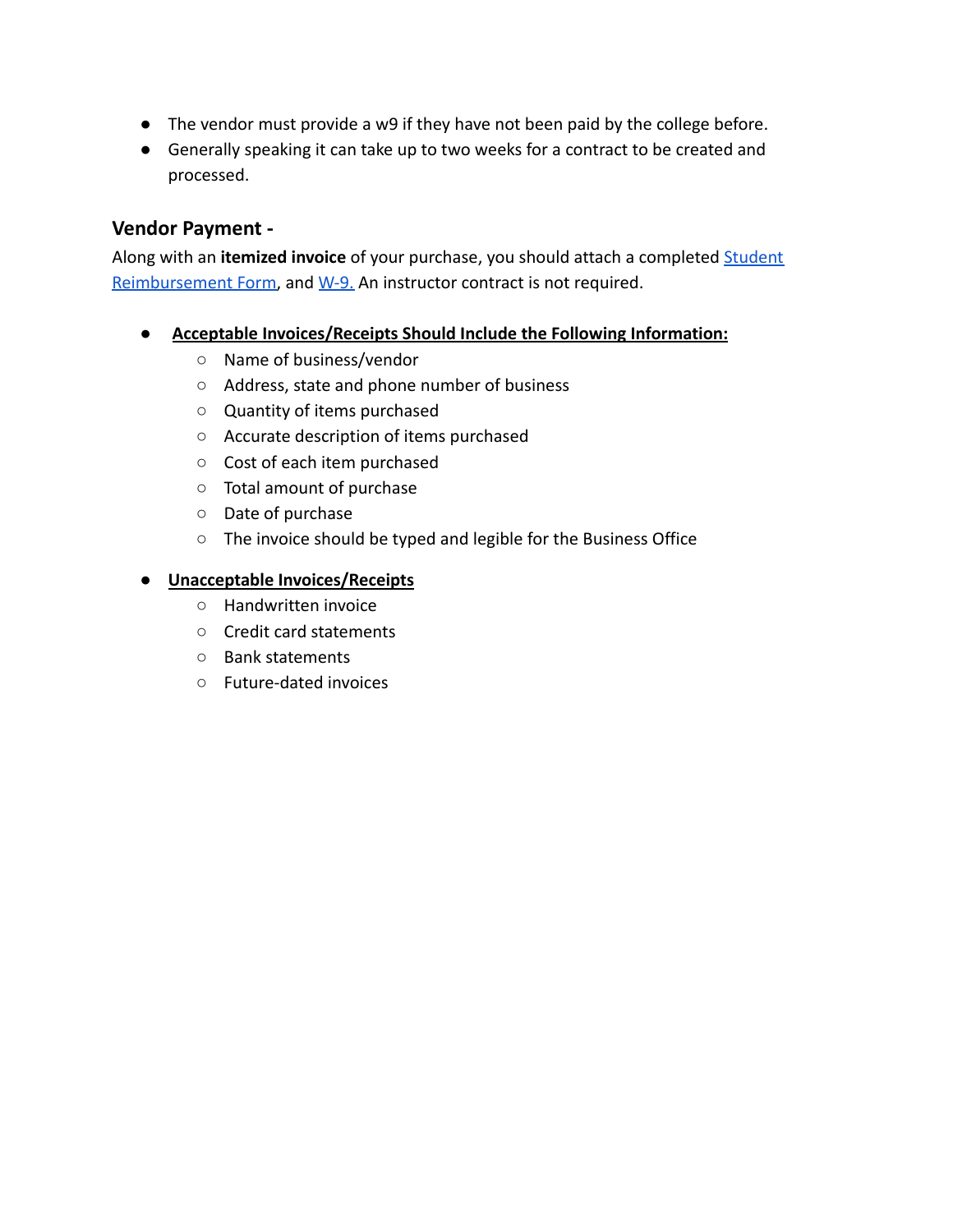- The vendor must provide a w9 if they have not been paid by the college before.
- Generally speaking it can take up to two weeks for a contract to be created and processed.

### Vendor Payment -

Along with an **itemized invoice** of your purchase, you should attach a completed [Student Reimbursement Form](), and [W-9.]() An instructor contract is not required.

- **Acceptable Invoices/Receipts Should Include the Following Information:**
  - Name of business/vendor
  - Address, state and phone number of business
  - Quantity of items purchased
  - Accurate description of items purchased
  - Cost of each item purchased
  - Total amount of purchase
  - Date of purchase
  - The invoice should be typed and legible for the Business Office

- **Unacceptable Invoices/Receipts**
  - Handwritten invoice
  - Credit card statements
  - Bank statements
  - Future-dated invoices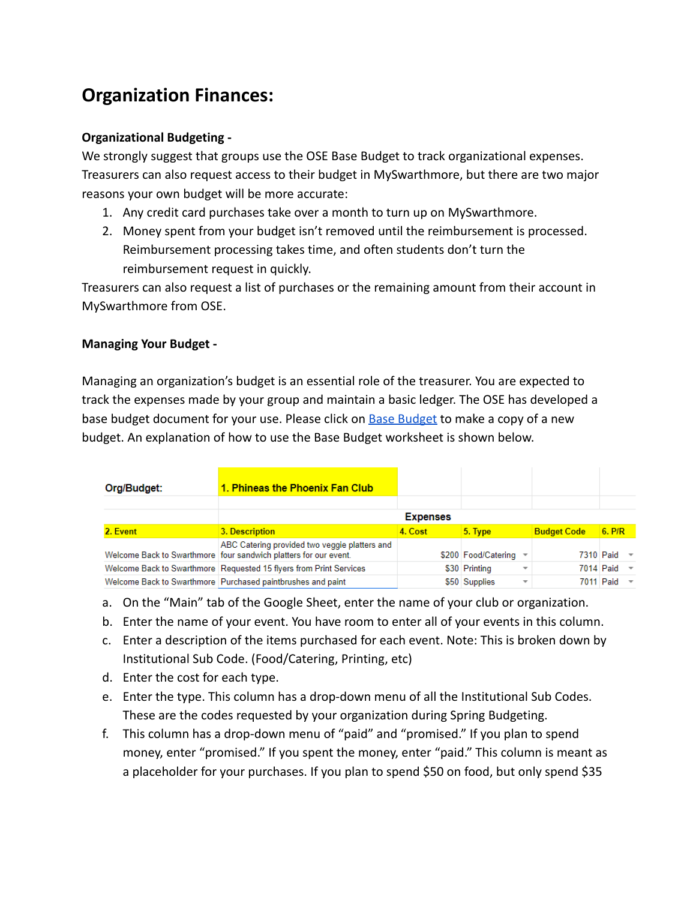# Organization Finances:

**Organizational Budgeting -**

We strongly suggest that groups use the OSE Base Budget to track organizational expenses. Treasurers can also request access to their budget in MySwarthmore, but there are two major reasons your own budget will be more accurate:

1. Any credit card purchases take over a month to turn up on MySwarthmore.
2. Money spent from your budget isn't removed until the reimbursement is processed. Reimbursement processing takes time, and often students don't turn the reimbursement request in quickly.

Treasurers can also request a list of purchases or the remaining amount from their account in MySwarthmore from OSE.

**Managing Your Budget -**

Managing an organization's budget is an essential role of the treasurer. You are expected to track the expenses made by your group and maintain a basic ledger. The OSE has developed a base budget document for your use. Please click on [Base Budget]() to make a copy of a new budget. An explanation of how to use the Base Budget worksheet is shown below.

| Org/Budget: | 1. Phineas the Phoenix Fan Club | | | | |
|---|---|---|---|---|---|
| | | Expenses | | | |
| 2. Event | 3. Description | 4. Cost | 5. Type | Budget Code | 6. P/R |
| Welcome Back to Swarthmore | ABC Catering provided two veggie platters and four sandwich platters for our event. | $200 | Food/Catering | 7310 | Paid |
| Welcome Back to Swarthmore | Requested 15 flyers from Print Services | $30 | Printing | 7014 | Paid |
| Welcome Back to Swarthmore | Purchased paintbrushes and paint | $50 | Supplies | 7011 | Paid |

a. On the "Main" tab of the Google Sheet, enter the name of your club or organization.

b. Enter the name of your event. You have room to enter all of your events in this column.

c. Enter a description of the items purchased for each event. Note: This is broken down by Institutional Sub Code. (Food/Catering, Printing, etc)

d. Enter the cost for each type.

e. Enter the type. This column has a drop-down menu of all the Institutional Sub Codes. These are the codes requested by your organization during Spring Budgeting.

f. This column has a drop-down menu of "paid" and "promised." If you plan to spend money, enter "promised." If you spent the money, enter "paid." This column is meant as a placeholder for your purchases. If you plan to spend $50 on food, but only spend $35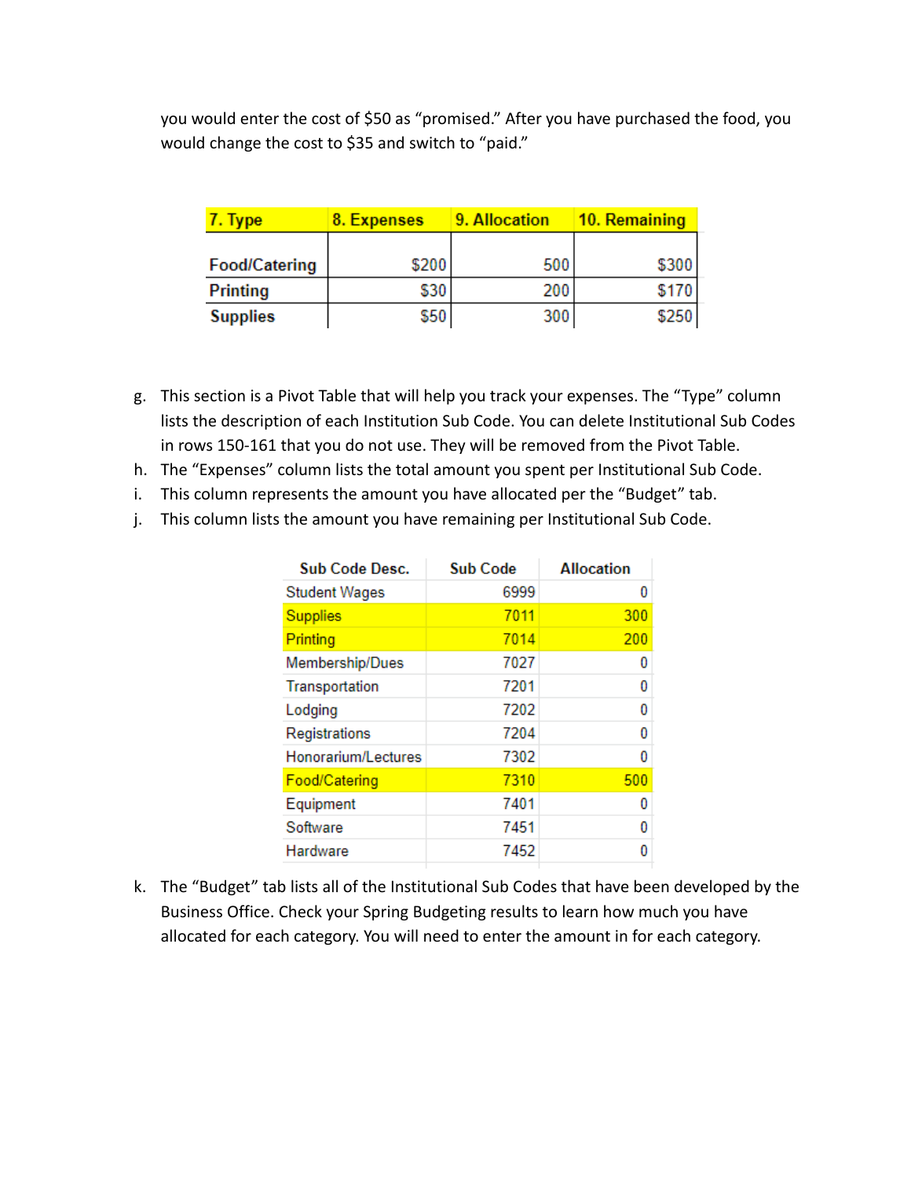you would enter the cost of $50 as "promised." After you have purchased the food, you would change the cost to $35 and switch to "paid."

| 7. Type | 8. Expenses | 9. Allocation | 10. Remaining |
|---|---|---|---|
| Food/Catering | $200 | 500 | $300 |
| Printing | $30 | 200 | $170 |
| Supplies | $50 | 300 | $250 |

g. This section is a Pivot Table that will help you track your expenses. The "Type" column lists the description of each Institution Sub Code. You can delete Institutional Sub Codes in rows 150-161 that you do not use. They will be removed from the Pivot Table.
h. The "Expenses" column lists the total amount you spent per Institutional Sub Code.
i. This column represents the amount you have allocated per the "Budget" tab.
j. This column lists the amount you have remaining per Institutional Sub Code.

| Sub Code Desc. | Sub Code | Allocation |
|---|---|---|
| Student Wages | 6999 | 0 |
| Supplies | 7011 | 300 |
| Printing | 7014 | 200 |
| Membership/Dues | 7027 | 0 |
| Transportation | 7201 | 0 |
| Lodging | 7202 | 0 |
| Registrations | 7204 | 0 |
| Honorarium/Lectures | 7302 | 0 |
| Food/Catering | 7310 | 500 |
| Equipment | 7401 | 0 |
| Software | 7451 | 0 |
| Hardware | 7452 | 0 |

k. The "Budget" tab lists all of the Institutional Sub Codes that have been developed by the Business Office. Check your Spring Budgeting results to learn how much you have allocated for each category. You will need to enter the amount in for each category.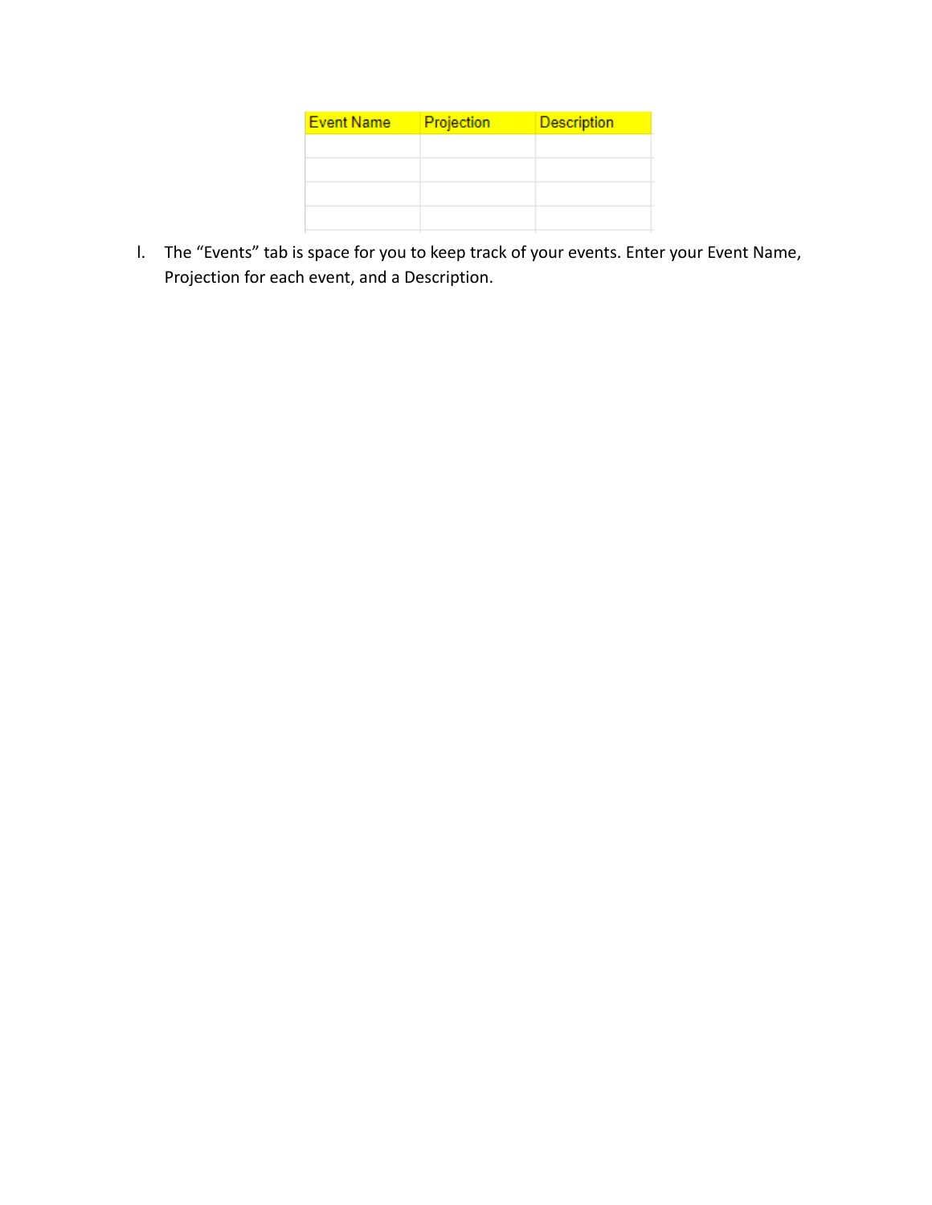| Event Name | Projection | Description |
| --- | --- | --- |
| | | |
| | | |
| | | |
| | | |

l. The "Events" tab is space for you to keep track of your events. Enter your Event Name, Projection for each event, and a Description.